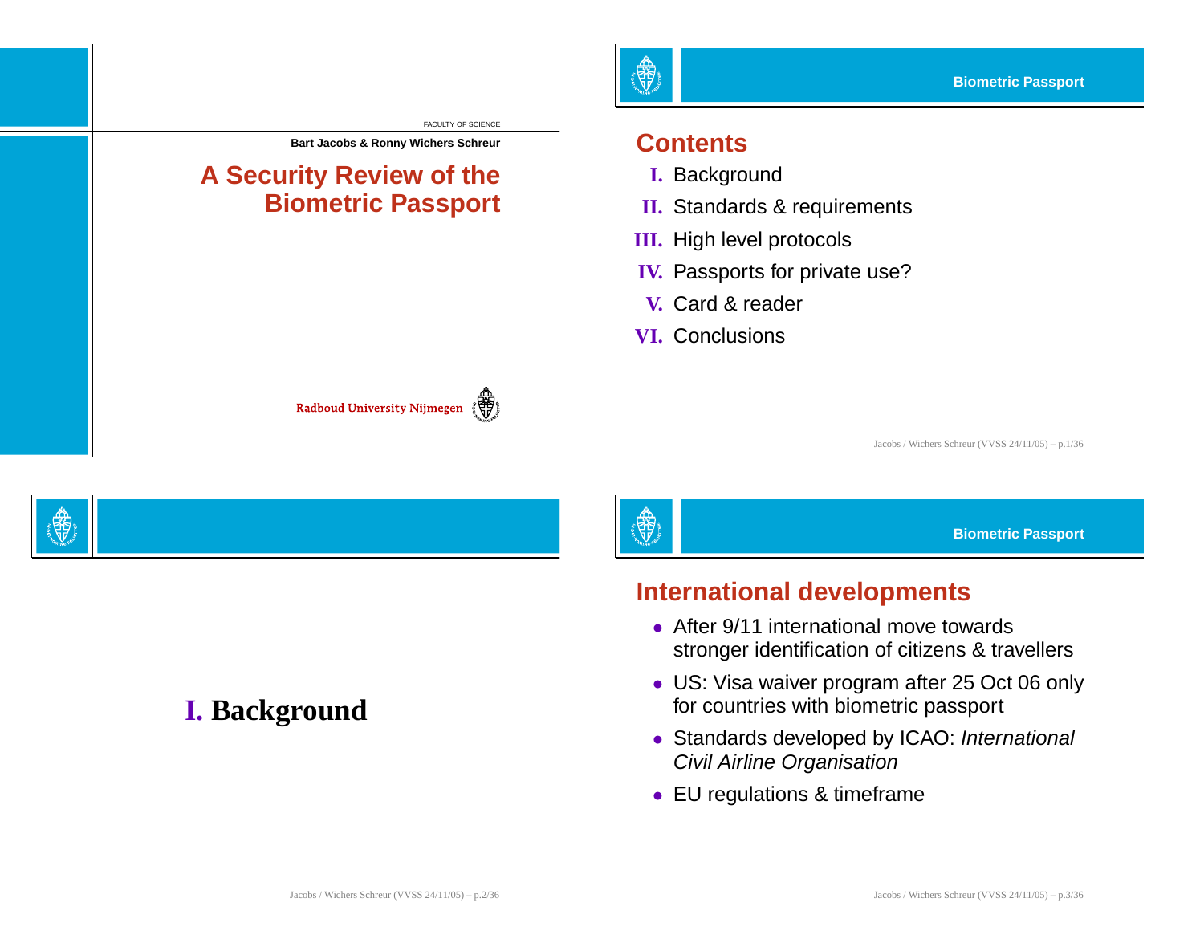FACULTY OF SCIENCE

**Bart Jacobs & Ronny Wichers Schreur**

# A Security Review of the Biometric Passport

Radboud University Nijmegen

## Contents

- **I.** Background
- **II.** Standards & requirements
- **III.** High level protocols
- **IV.** Passports for private use?
- **V.** Card & reader
- **VI.** Conclusions

# I. Background

## International developments

- After 9/11 international move towards stronger identification of citizens & travellers
- US: Visa waiver program after 25 Oct 06 only for countries with biometric passport
- Standards developed by ICAO: *International Civil Airline Organisation*
- EU regulations & timeframe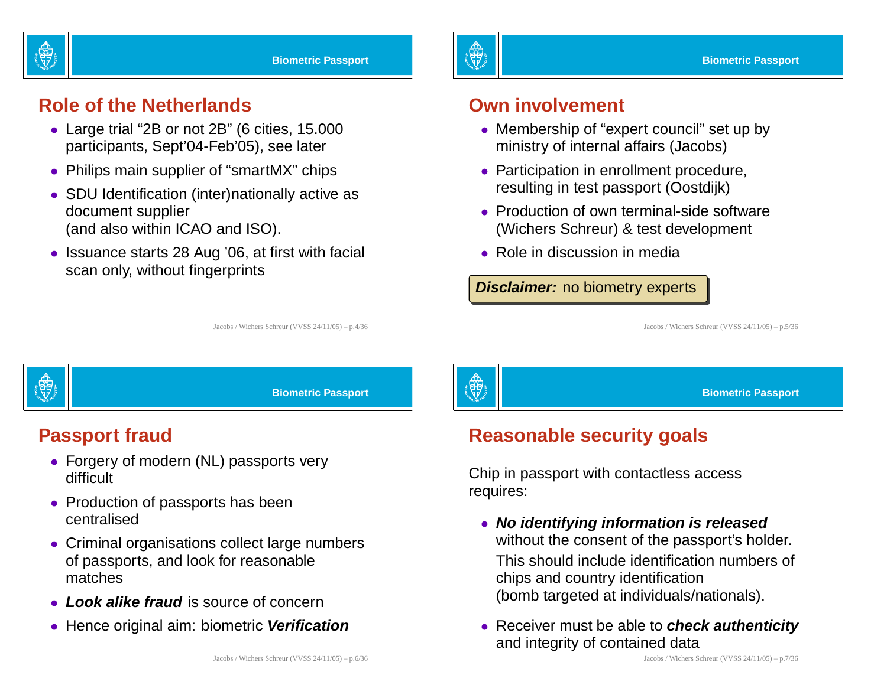## Role of the Netherlands

- Large trial "2B or not 2B" (6 cities, 15.000 participants, Sept'04-Feb'05), see later
- Philips main supplier of "smartMX" chips
- SDU Identification (inter)nationally active as document supplier (and also within ICAO and ISO).
- Issuance starts 28 Aug '06, at first with facial scan only, without fingerprints

## Own involvement

- Membership of "expert council" set up by ministry of internal affairs (Jacobs)
- Participation in enrollment procedure, resulting in test passport (Oostdijk)
- Production of own terminal-side software (Wichers Schreur) & test development
- Role in discussion in media

***Disclaimer:*** no biometry experts

## Passport fraud

- Forgery of modern (NL) passports very difficult
- Production of passports has been centralised
- Criminal organisations collect large numbers of passports, and look for reasonable matches
- ***Look alike fraud*** is source of concern
- Hence original aim: biometric ***Verification***

## Reasonable security goals

Chip in passport with contactless access requires:

- ***No identifying information is released*** without the consent of the passport's holder.

  This should include identification numbers of chips and country identification (bomb targeted at individuals/nationals).
- Receiver must be able to ***check authenticity*** and integrity of contained data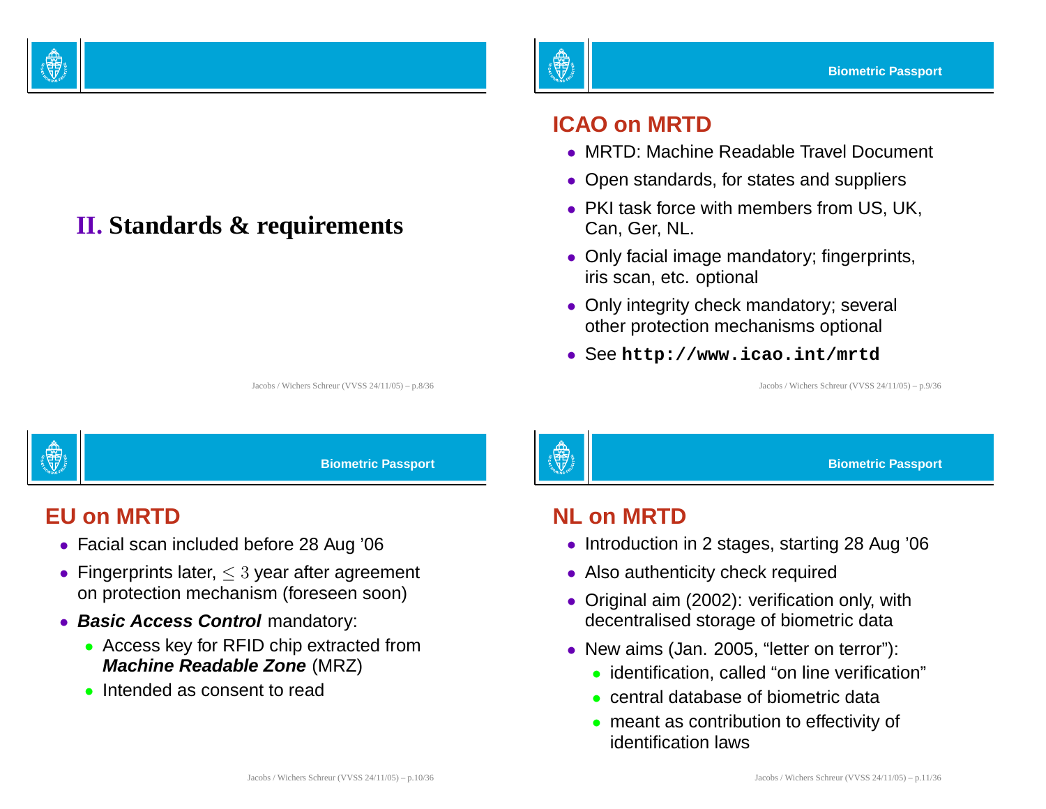# II. Standards & requirements

## ICAO on MRTD

- MRTD: Machine Readable Travel Document
- Open standards, for states and suppliers
- PKI task force with members from US, UK, Can, Ger, NL.
- Only facial image mandatory; fingerprints, iris scan, etc. optional
- Only integrity check mandatory; several other protection mechanisms optional
- See `http://www.icao.int/mrtd`

## EU on MRTD

- Facial scan included before 28 Aug '06
- Fingerprints later, $\leq 3$ year after agreement on protection mechanism (foreseen soon)
- ***Basic Access Control*** mandatory:
  - Access key for RFID chip extracted from ***Machine Readable Zone*** (MRZ)
  - Intended as consent to read

## NL on MRTD

- Introduction in 2 stages, starting 28 Aug '06
- Also authenticity check required
- Original aim (2002): verification only, with decentralised storage of biometric data
- New aims (Jan. 2005, "letter on terror"):
  - identification, called "on line verification"
  - central database of biometric data
  - meant as contribution to effectivity of identification laws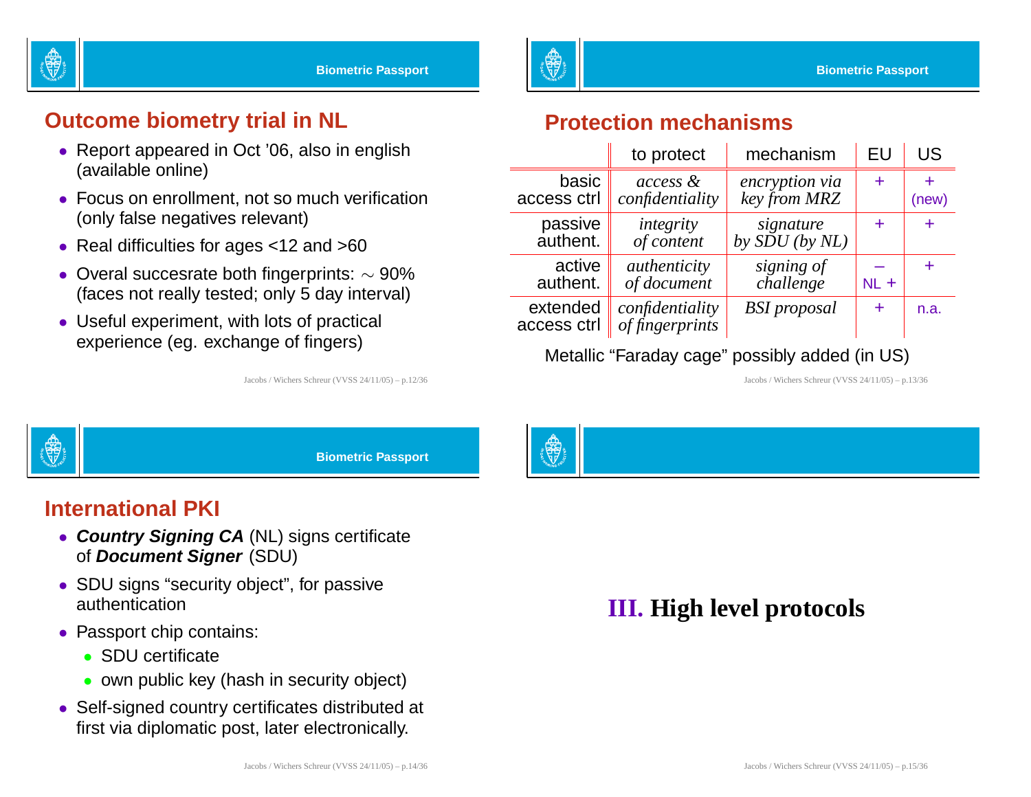## Outcome biometry trial in NL

- Report appeared in Oct '06, also in english (available online)
- Focus on enrollment, not so much verification (only false negatives relevant)
- Real difficulties for ages <12 and >60
- Overal succesrate both fingerprints: $\sim$ 90% (faces not really tested; only 5 day interval)
- Useful experiment, with lots of practical experience (eg. exchange of fingers)

## Protection mechanisms

| | to protect | mechanism | EU | US |
|---|---|---|---|---|
| basic access ctrl | *access & confidentiality* | *encryption via key from MRZ* | + | + (new) |
| passive authent. | *integrity of content* | *signature by SDU (by NL)* | + | + |
| active authent. | *authenticity of document* | *signing of challenge* | – NL + | + |
| extended access ctrl | *confidentiality of fingerprints* | *BSI proposal* | + | n.a. |

Metallic "Faraday cage" possibly added (in US)

## International PKI

- ***Country Signing CA*** (NL) signs certificate of ***Document Signer*** (SDU)
- SDU signs "security object", for passive authentication
- Passport chip contains:
  - SDU certificate
  - own public key (hash in security object)
- Self-signed country certificates distributed at first via diplomatic post, later electronically.

# III. High level protocols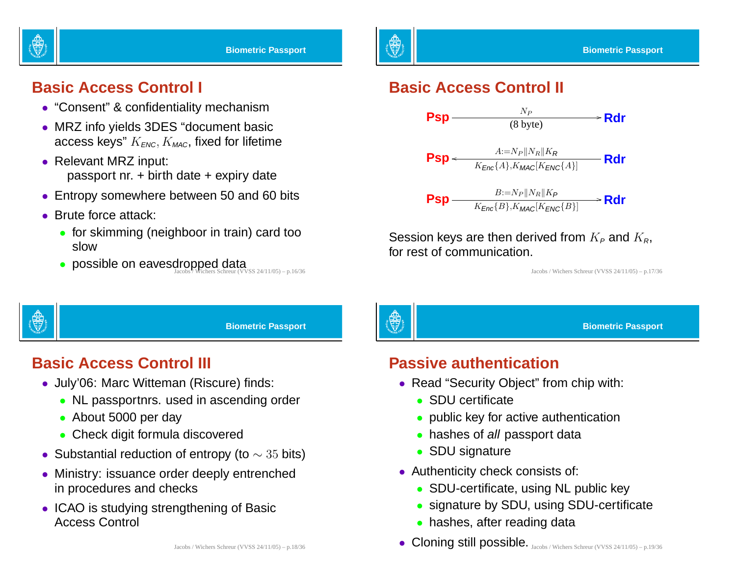## Basic Access Control I

- “Consent” & confidentiality mechanism
- MRZ info yields 3DES “document basic access keys” $K_{ENC}, K_{MAC}$, fixed for lifetime
- Relevant MRZ input:
  passport nr. + birth date + expiry date
- Entropy somewhere between 50 and 60 bits
- Brute force attack:
  - for skimming (neighboor in train) card too slow
  - possible on eavesdropped data

## Basic Access Control II

Psp $\xrightarrow[\text{(8 byte)}]{N_P}$ Rdr

Psp $\xleftarrow[K_{Enc}\{A\}, K_{MAC}[K_{ENC}\{A\}]]{A := N_P \| N_R \| K_R}$ Rdr

Psp $\xrightarrow[K_{Enc}\{B\}, K_{MAC}[K_{ENC}\{B\}]]{B := N_P \| N_R \| K_P}$ Rdr

Session keys are then derived from $K_P$ and $K_R$, for rest of communication.

## Basic Access Control III

- July’06: Marc Witteman (Riscure) finds:
  - NL passportnrs. used in ascending order
  - About 5000 per day
  - Check digit formula discovered
- Substantial reduction of entropy (to $\sim 35$ bits)
- Ministry: issuance order deeply entrenched in procedures and checks
- ICAO is studying strengthening of Basic Access Control

## Passive authentication

- Read “Security Object” from chip with:
  - SDU certificate
  - public key for active authentication
  - hashes of *all* passport data
  - SDU signature
- Authenticity check consists of:
  - SDU-certificate, using NL public key
  - signature by SDU, using SDU-certificate
  - hashes, after reading data
- Cloning still possible.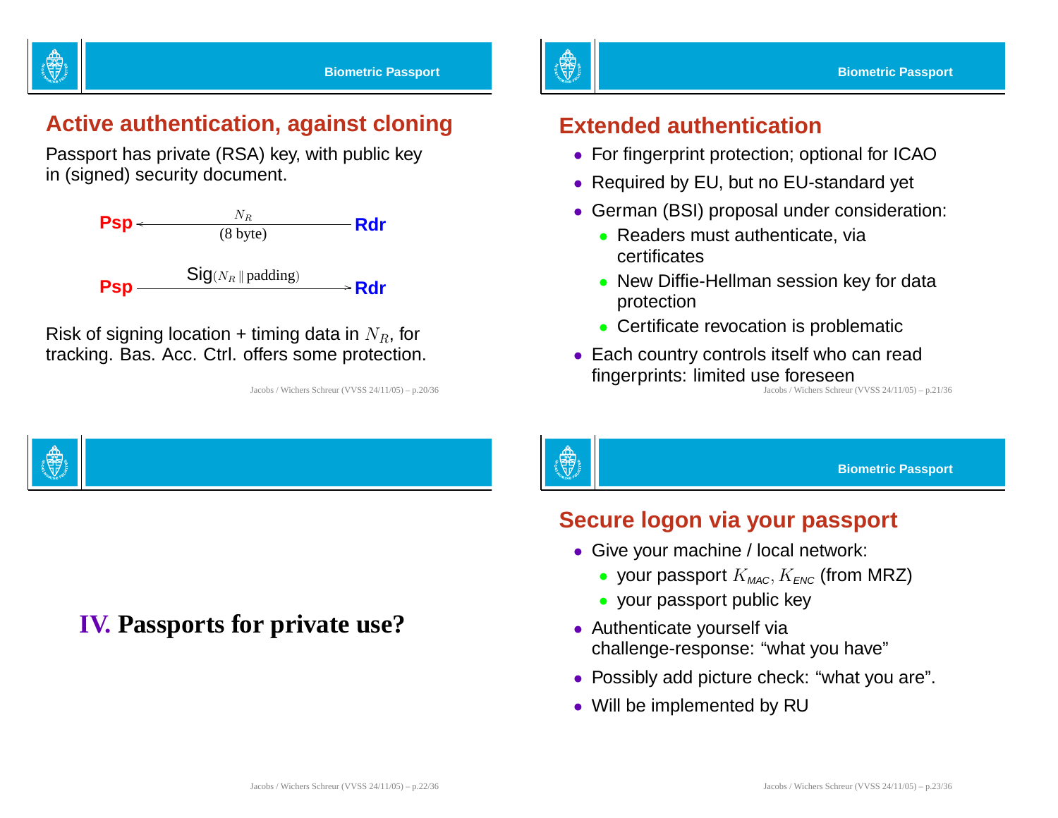## Active authentication, against cloning

Passport has private (RSA) key, with public key in (signed) security document.

**Psp** ← $N_R$ (8 byte) — **Rdr**

**Psp** — Sig$(N_R \,\|\, \text{padding})$ → **Rdr**

Risk of signing location + timing data in $N_R$, for tracking. Bas. Acc. Ctrl. offers some protection.

## Extended authentication

- For fingerprint protection; optional for ICAO
- Required by EU, but no EU-standard yet
- German (BSI) proposal under consideration:
  - Readers must authenticate, via certificates
  - New Diffie-Hellman session key for data protection
  - Certificate revocation is problematic
- Each country controls itself who can read fingerprints: limited use foreseen

# IV. Passports for private use?

## Secure logon via your passport

- Give your machine / local network:
  - your passport $K_{MAC}, K_{ENC}$ (from MRZ)
  - your passport public key
- Authenticate yourself via challenge-response: “what you have”
- Possibly add picture check: “what you are”.
- Will be implemented by RU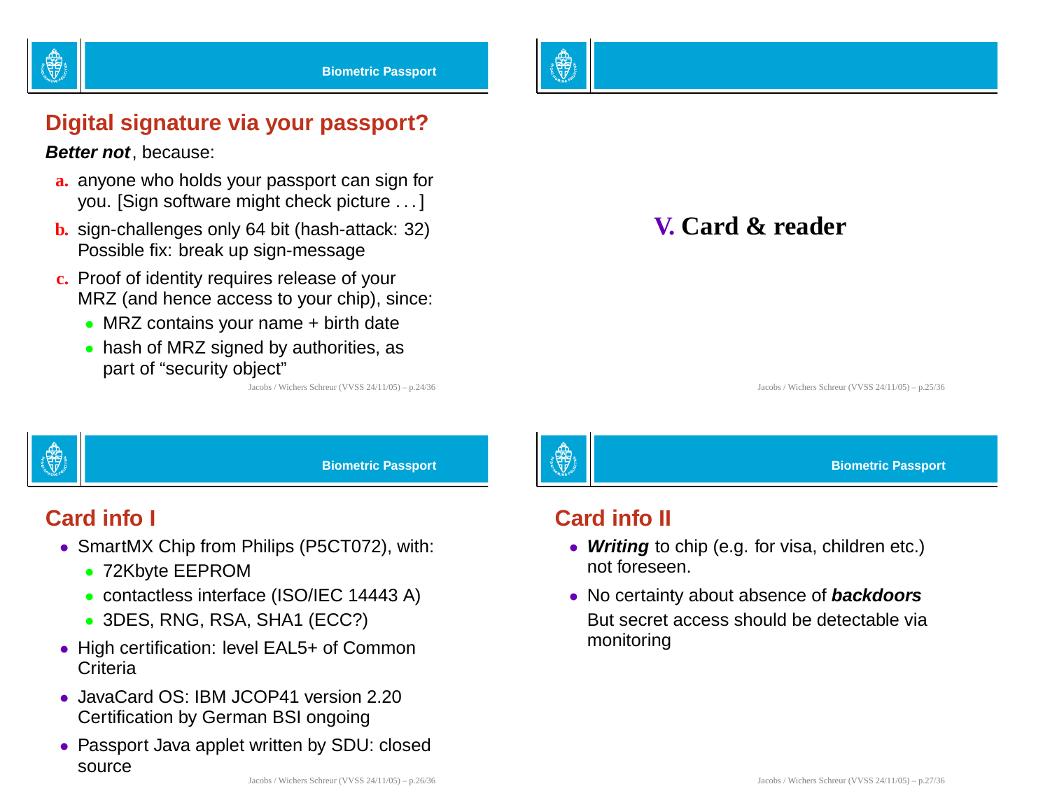## Digital signature via your passport?

***Better not***, because:

**a.** anyone who holds your passport can sign for you. [Sign software might check picture . . . ]

**b.** sign-challenges only 64 bit (hash-attack: 32) Possible fix: break up sign-message

**c.** Proof of identity requires release of your MRZ (and hence access to your chip), since:

- MRZ contains your name + birth date
- hash of MRZ signed by authorities, as part of "security object"

# V. Card & reader

## Card info I

- SmartMX Chip from Philips (P5CT072), with:
  - 72Kbyte EEPROM
  - contactless interface (ISO/IEC 14443 A)
  - 3DES, RNG, RSA, SHA1 (ECC?)
- High certification: level EAL5+ of Common Criteria
- JavaCard OS: IBM JCOP41 version 2.20 Certification by German BSI ongoing
- Passport Java applet written by SDU: closed source

## Card info II

- ***Writing*** to chip (e.g. for visa, children etc.) not foreseen.
- No certainty about absence of ***backdoors***
  But secret access should be detectable via monitoring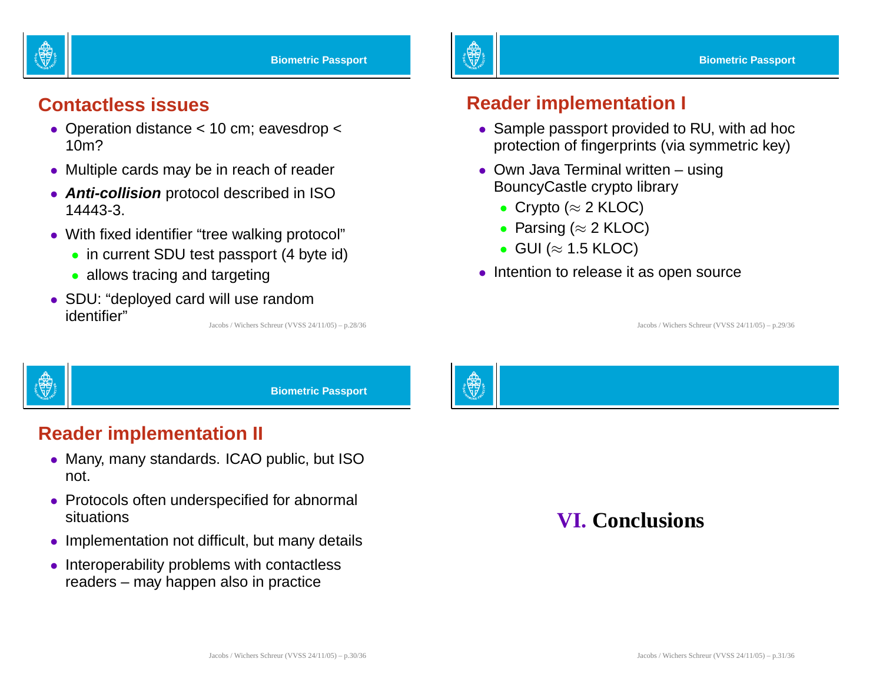## Contactless issues

- Operation distance < 10 cm; eavesdrop < 10m?
- Multiple cards may be in reach of reader
- ***Anti-collision*** protocol described in ISO 14443-3.
- With fixed identifier "tree walking protocol"
  - in current SDU test passport (4 byte id)
  - allows tracing and targeting
- SDU: "deployed card will use random identifier"

## Reader implementation I

- Sample passport provided to RU, with ad hoc protection of fingerprints (via symmetric key)
- Own Java Terminal written – using BouncyCastle crypto library
  - Crypto ($\approx$ 2 KLOC)
  - Parsing ($\approx$ 2 KLOC)
  - GUI ($\approx$ 1.5 KLOC)
- Intention to release it as open source

## Reader implementation II

- Many, many standards. ICAO public, but ISO not.
- Protocols often underspecified for abnormal situations
- Implementation not difficult, but many details
- Interoperability problems with contactless readers – may happen also in practice

# VI. Conclusions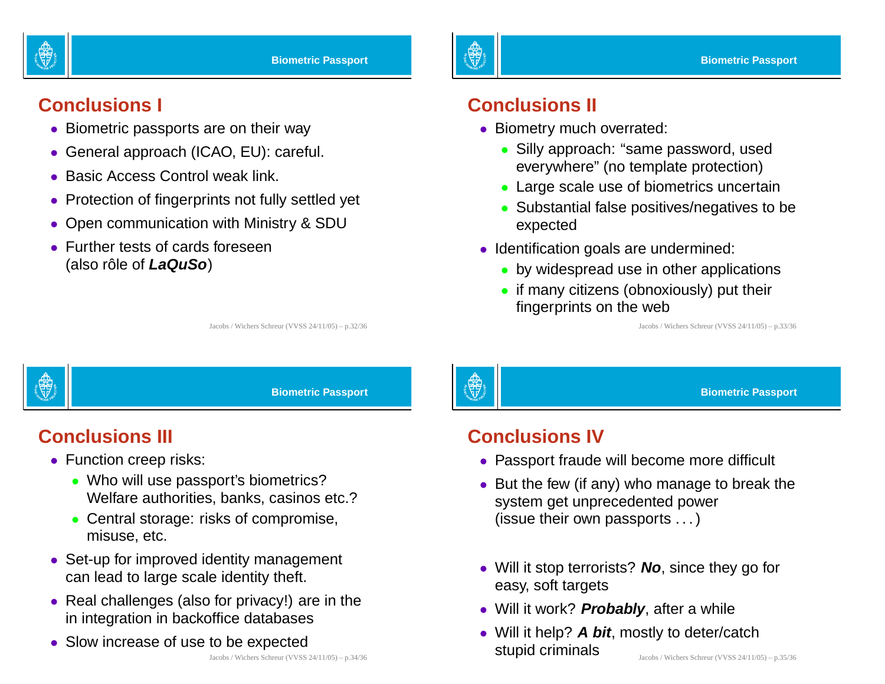## Conclusions I

- Biometric passports are on their way
- General approach (ICAO, EU): careful.
- Basic Access Control weak link.
- Protection of fingerprints not fully settled yet
- Open communication with Ministry & SDU
- Further tests of cards foreseen (also rôle of ***LaQuSo***)

## Conclusions II

- Biometry much overrated:
  - Silly approach: "same password, used everywhere" (no template protection)
  - Large scale use of biometrics uncertain
  - Substantial false positives/negatives to be expected
- Identification goals are undermined:
  - by widespread use in other applications
  - if many citizens (obnoxiously) put their fingerprints on the web

## Conclusions III

- Function creep risks:
  - Who will use passport's biometrics? Welfare authorities, banks, casinos etc.?
  - Central storage: risks of compromise, misuse, etc.
- Set-up for improved identity management can lead to large scale identity theft.
- Real challenges (also for privacy!) are in the in integration in backoffice databases
- Slow increase of use to be expected

## Conclusions IV

- Passport fraude will become more difficult
- But the few (if any) who manage to break the system get unprecedented power (issue their own passports . . . )
- Will it stop terrorists? ***No***, since they go for easy, soft targets
- Will it work? ***Probably***, after a while
- Will it help? ***A bit***, mostly to deter/catch stupid criminals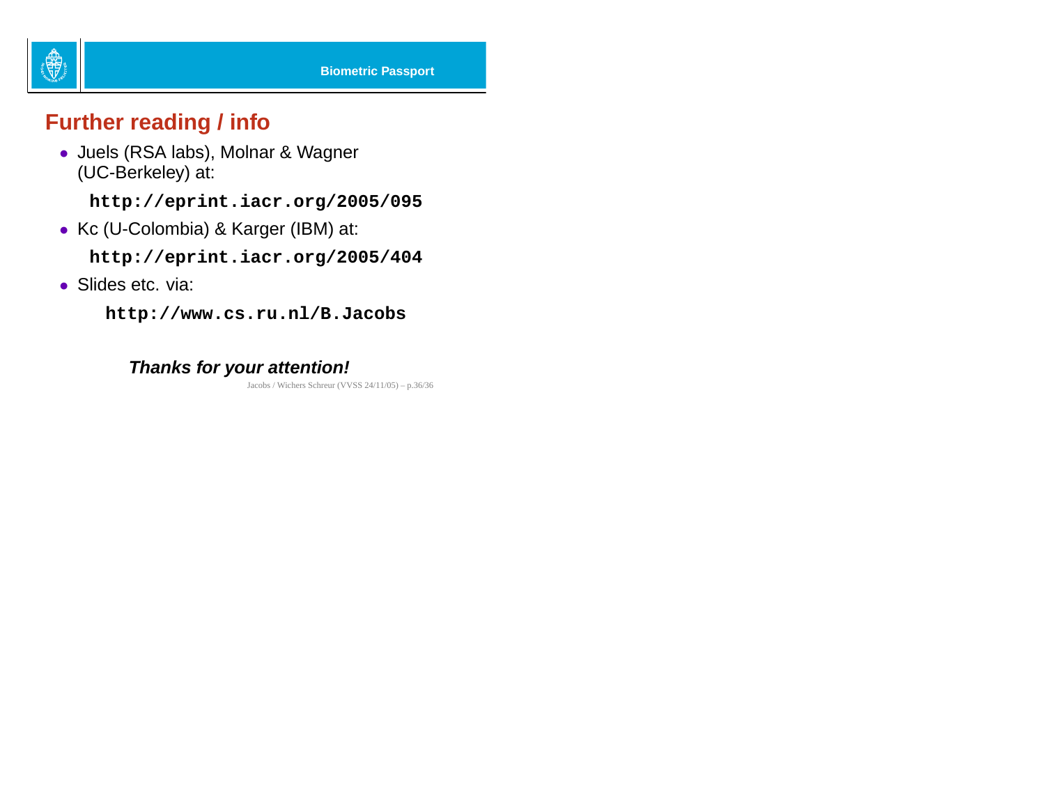## Further reading / info

- Juels (RSA labs), Molnar & Wagner (UC-Berkeley) at:

  **`http://eprint.iacr.org/2005/095`**

- Kc (U-Colombia) & Karger (IBM) at:

  **`http://eprint.iacr.org/2005/404`**

- Slides etc. via:

  **`http://www.cs.ru.nl/B.Jacobs`**

***Thanks for your attention!***